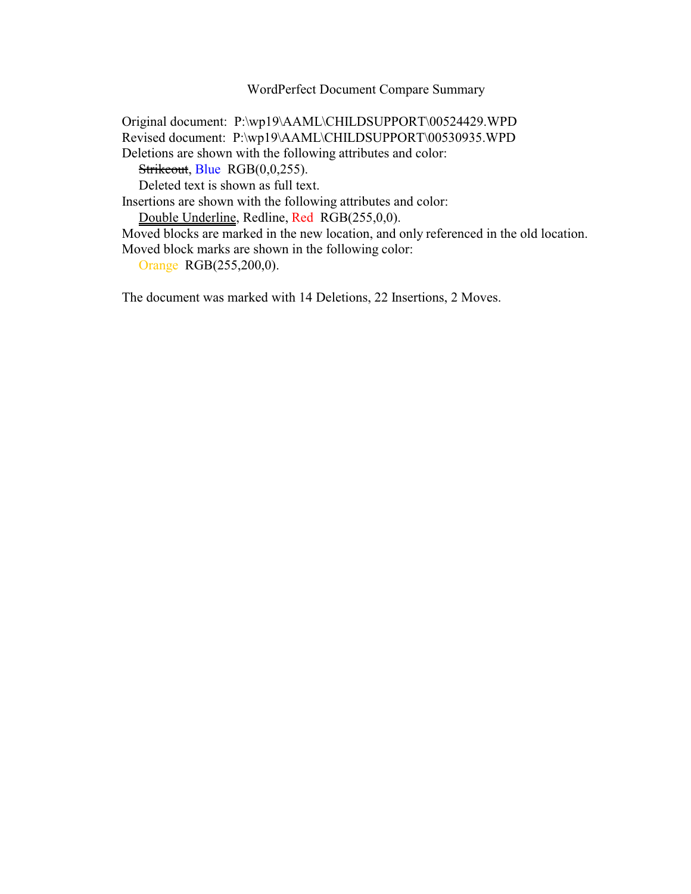WordPerfect Document Compare Summary

Original document: P:\wp19\AAML\CHILDSUPPORT\00524429.WPD
Revised document: P:\wp19\AAML\CHILDSUPPORT\00530935.WPD
Deletions are shown with the following attributes and color:
  ~~Strikeout~~, Blue RGB(0,0,255).
  Deleted text is shown as full text.
Insertions are shown with the following attributes and color:
  Double Underline, Redline, Red RGB(255,0,0).
Moved blocks are marked in the new location, and only referenced in the old location.
Moved block marks are shown in the following color:
  Orange RGB(255,200,0).

The document was marked with 14 Deletions, 22 Insertions, 2 Moves.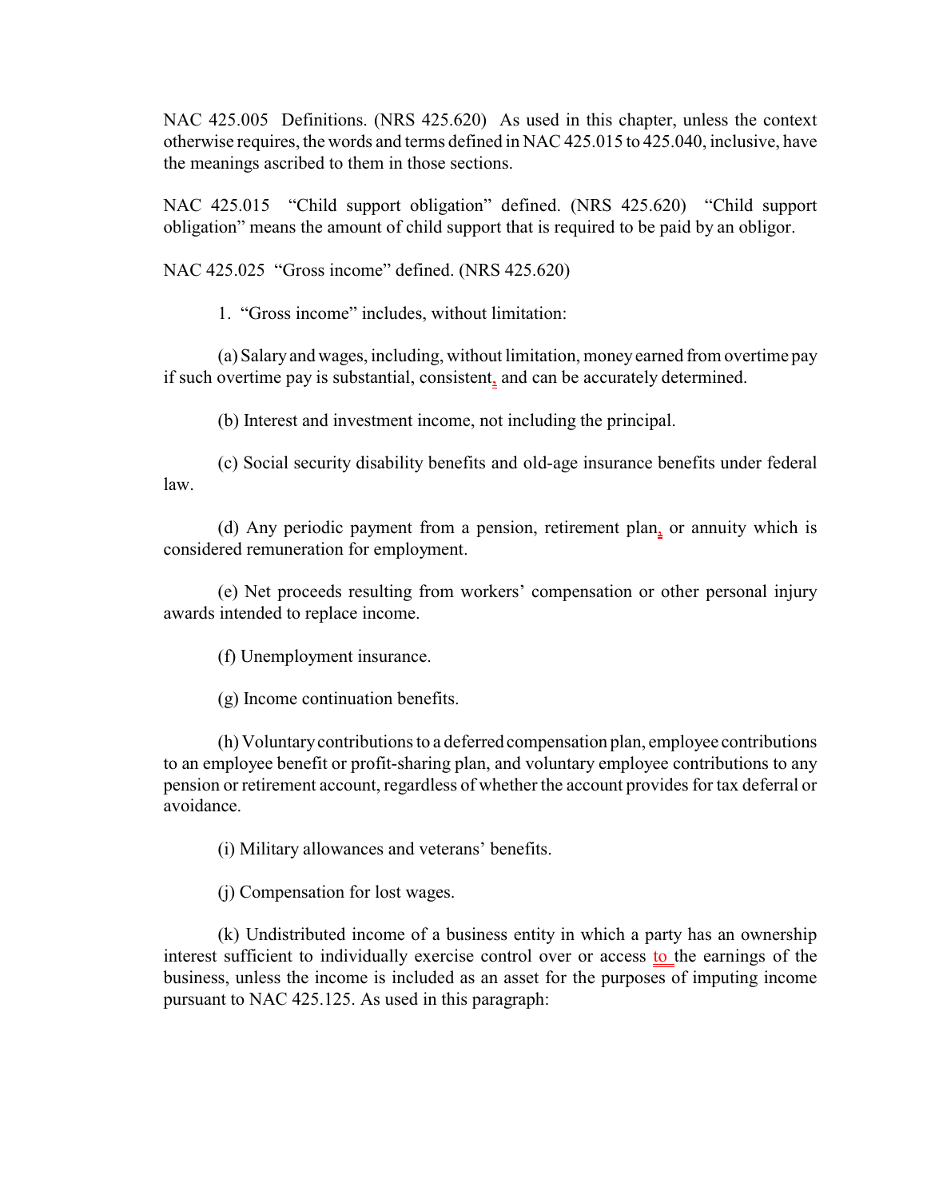NAC 425.005 Definitions. (NRS 425.620) As used in this chapter, unless the context otherwise requires, the words and terms defined in NAC 425.015 to 425.040, inclusive, have the meanings ascribed to them in those sections.

NAC 425.015 "Child support obligation" defined. (NRS 425.620) "Child support obligation" means the amount of child support that is required to be paid by an obligor.

NAC 425.025 "Gross income" defined. (NRS 425.620)

1. "Gross income" includes, without limitation:

(a) Salary and wages, including, without limitation, money earned from overtime pay if such overtime pay is substantial, consistent, and can be accurately determined.

(b) Interest and investment income, not including the principal.

(c) Social security disability benefits and old-age insurance benefits under federal law.

(d) Any periodic payment from a pension, retirement plan, or annuity which is considered remuneration for employment.

(e) Net proceeds resulting from workers' compensation or other personal injury awards intended to replace income.

(f) Unemployment insurance.

(g) Income continuation benefits.

(h) Voluntary contributions to a deferred compensation plan, employee contributions to an employee benefit or profit-sharing plan, and voluntary employee contributions to any pension or retirement account, regardless of whether the account provides for tax deferral or avoidance.

(i) Military allowances and veterans' benefits.

(j) Compensation for lost wages.

(k) Undistributed income of a business entity in which a party has an ownership interest sufficient to individually exercise control over or access to the earnings of the business, unless the income is included as an asset for the purposes of imputing income pursuant to NAC 425.125. As used in this paragraph: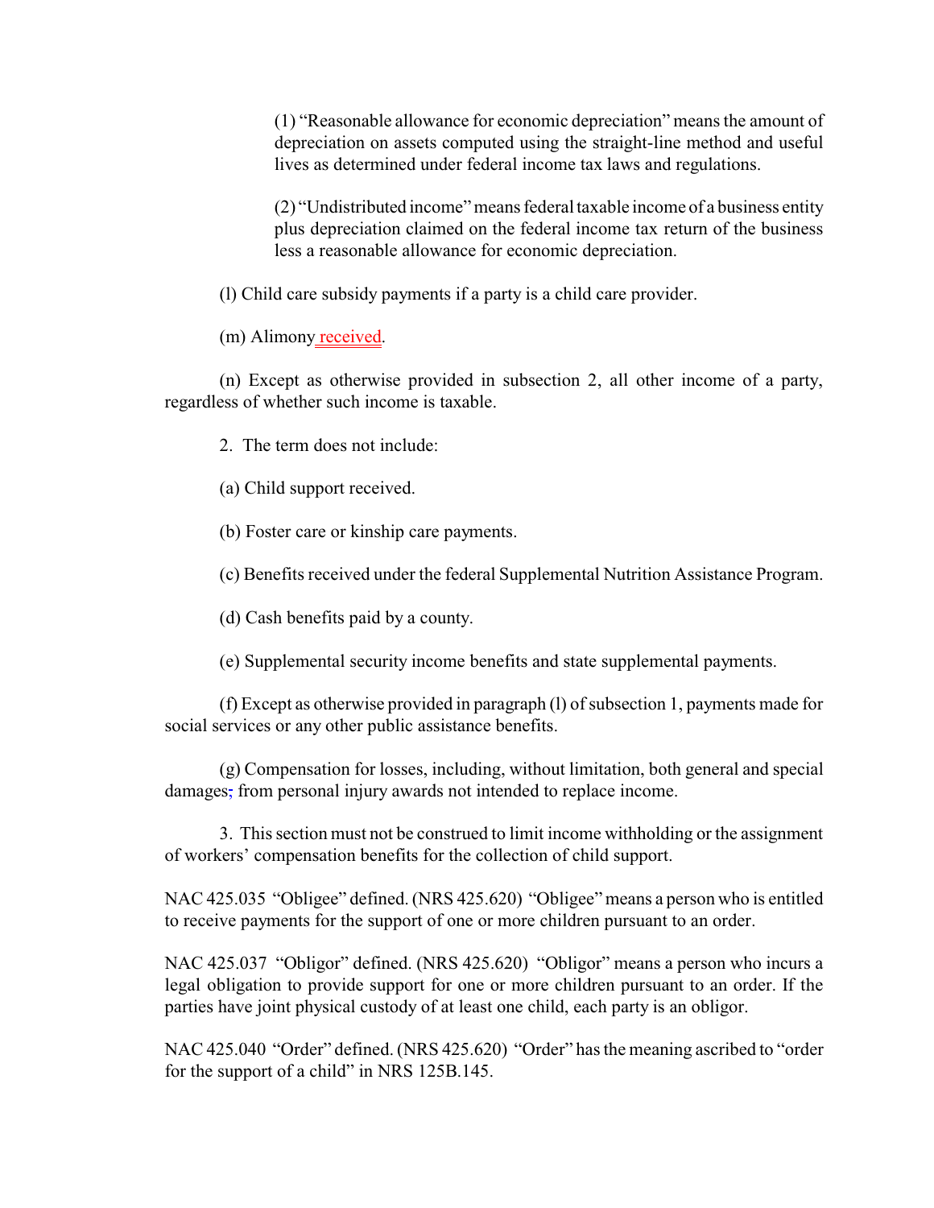(1) "Reasonable allowance for economic depreciation" means the amount of depreciation on assets computed using the straight-line method and useful lives as determined under federal income tax laws and regulations.

(2) "Undistributed income" means federal taxable income of a business entity plus depreciation claimed on the federal income tax return of the business less a reasonable allowance for economic depreciation.

(l) Child care subsidy payments if a party is a child care provider.

(m) Alimony received.

(n) Except as otherwise provided in subsection 2, all other income of a party, regardless of whether such income is taxable.

2. The term does not include:

(a) Child support received.

(b) Foster care or kinship care payments.

(c) Benefits received under the federal Supplemental Nutrition Assistance Program.

(d) Cash benefits paid by a county.

(e) Supplemental security income benefits and state supplemental payments.

(f) Except as otherwise provided in paragraph (l) of subsection 1, payments made for social services or any other public assistance benefits.

(g) Compensation for losses, including, without limitation, both general and special damages; from personal injury awards not intended to replace income.

3. This section must not be construed to limit income withholding or the assignment of workers' compensation benefits for the collection of child support.

NAC 425.035 "Obligee" defined. (NRS 425.620) "Obligee" means a person who is entitled to receive payments for the support of one or more children pursuant to an order.

NAC 425.037 "Obligor" defined. (NRS 425.620) "Obligor" means a person who incurs a legal obligation to provide support for one or more children pursuant to an order. If the parties have joint physical custody of at least one child, each party is an obligor.

NAC 425.040 "Order" defined. (NRS 425.620) "Order" has the meaning ascribed to "order for the support of a child" in NRS 125B.145.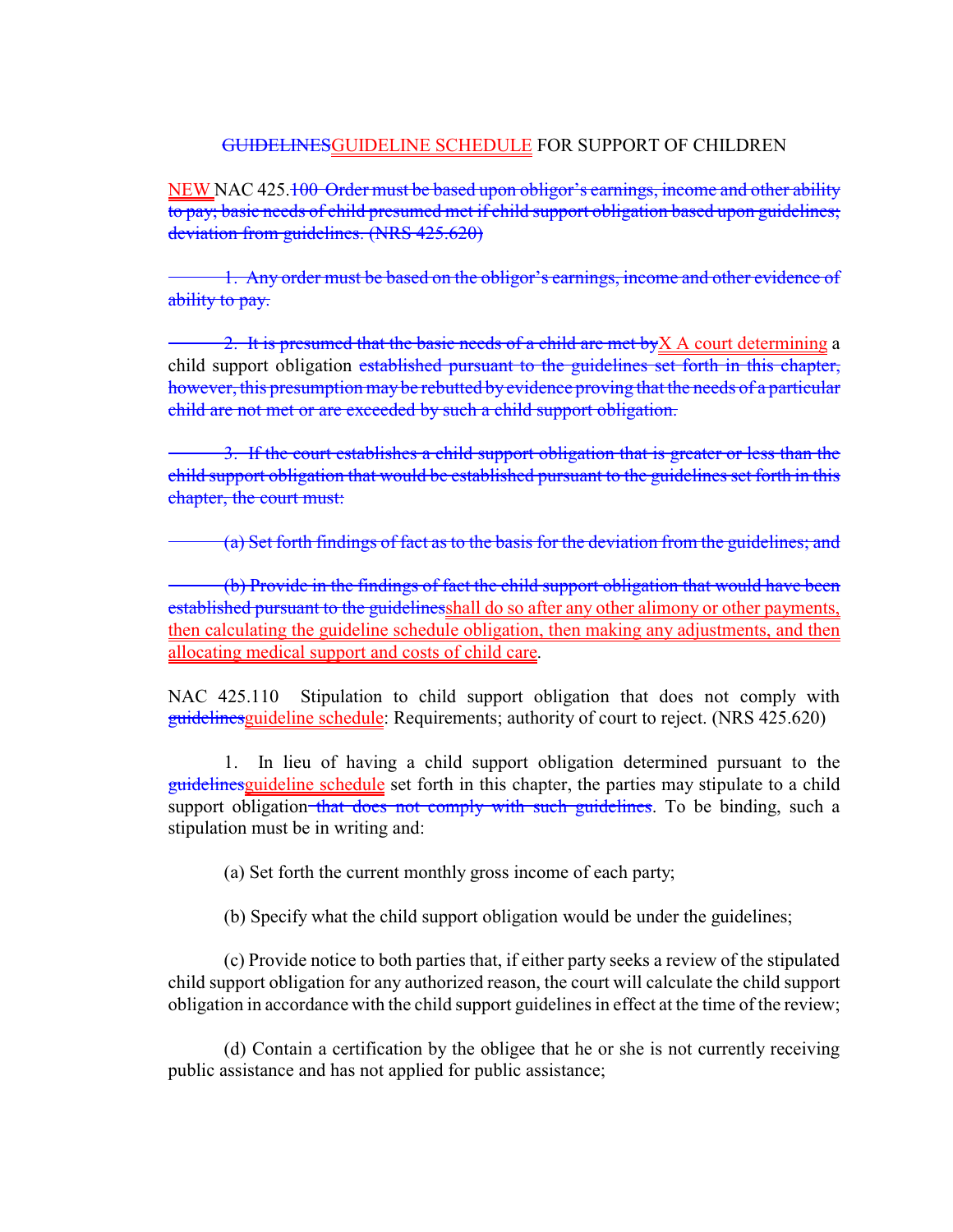~~GUIDELINES~~<u>GUIDELINE SCHEDULE</u> FOR SUPPORT OF CHILDREN

<u>NEW</u> NAC 425.~~100 Order must be based upon obligor's earnings, income and other ability to pay; basic needs of child presumed met if child support obligation based upon guidelines; deviation from guidelines. (NRS 425.620)~~

~~1. Any order must be based on the obligor's earnings, income and other evidence of ability to pay.~~

~~2. It is presumed that the basic needs of a child are met by~~<u>X A court determining</u> a child support obligation ~~established pursuant to the guidelines set forth in this chapter, however, this presumption may be rebutted by evidence proving that the needs of a particular child are not met or are exceeded by such a child support obligation.~~

~~3. If the court establishes a child support obligation that is greater or less than the child support obligation that would be established pursuant to the guidelines set forth in this chapter, the court must:~~

~~(a) Set forth findings of fact as to the basis for the deviation from the guidelines; and~~

~~(b) Provide in the findings of fact the child support obligation that would have been established pursuant to the guidelines~~<u>shall do so after any other alimony or other payments, then calculating the guideline schedule obligation, then making any adjustments, and then allocating medical support and costs of child care</u>.

NAC 425.110 Stipulation to child support obligation that does not comply with ~~guidelines~~<u>guideline schedule</u>: Requirements; authority of court to reject. (NRS 425.620)

1. In lieu of having a child support obligation determined pursuant to the ~~guidelines~~<u>guideline schedule</u> set forth in this chapter, the parties may stipulate to a child support obligation ~~that does not comply with such guidelines~~. To be binding, such a stipulation must be in writing and:

(a) Set forth the current monthly gross income of each party;

(b) Specify what the child support obligation would be under the guidelines;

(c) Provide notice to both parties that, if either party seeks a review of the stipulated child support obligation for any authorized reason, the court will calculate the child support obligation in accordance with the child support guidelines in effect at the time of the review;

(d) Contain a certification by the obligee that he or she is not currently receiving public assistance and has not applied for public assistance;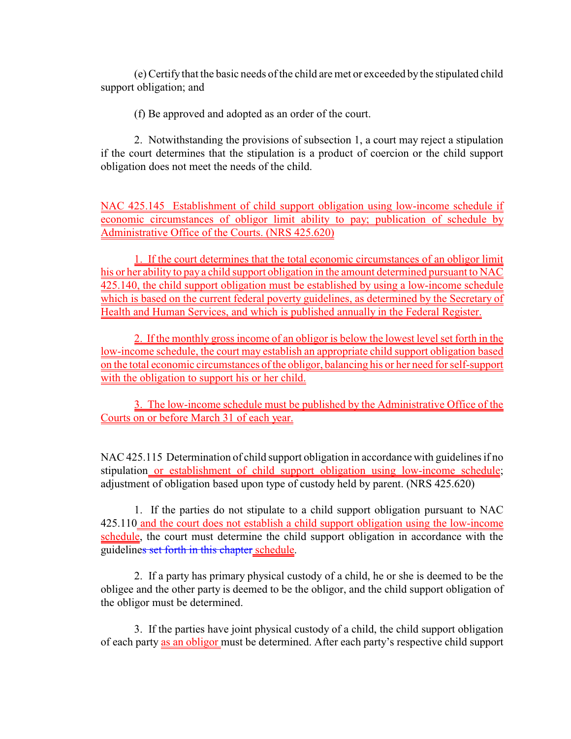(e) Certify that the basic needs of the child are met or exceeded by the stipulated child support obligation; and

(f) Be approved and adopted as an order of the court.

2. Notwithstanding the provisions of subsection 1, a court may reject a stipulation if the court determines that the stipulation is a product of coercion or the child support obligation does not meet the needs of the child.

NAC 425.145 Establishment of child support obligation using low-income schedule if economic circumstances of obligor limit ability to pay; publication of schedule by Administrative Office of the Courts. (NRS 425.620)

1. If the court determines that the total economic circumstances of an obligor limit his or her ability to pay a child support obligation in the amount determined pursuant to NAC 425.140, the child support obligation must be established by using a low-income schedule which is based on the current federal poverty guidelines, as determined by the Secretary of Health and Human Services, and which is published annually in the Federal Register.

2. If the monthly gross income of an obligor is below the lowest level set forth in the low-income schedule, the court may establish an appropriate child support obligation based on the total economic circumstances of the obligor, balancing his or her need for self-support with the obligation to support his or her child.

3. The low-income schedule must be published by the Administrative Office of the Courts on or before March 31 of each year.

NAC 425.115 Determination of child support obligation in accordance with guidelines if no stipulation or establishment of child support obligation using low-income schedule; adjustment of obligation based upon type of custody held by parent. (NRS 425.620)

1. If the parties do not stipulate to a child support obligation pursuant to NAC 425.110 and the court does not establish a child support obligation using the low-income schedule, the court must determine the child support obligation in accordance with the guideline~~s set forth in this chapter~~ schedule.

2. If a party has primary physical custody of a child, he or she is deemed to be the obligee and the other party is deemed to be the obligor, and the child support obligation of the obligor must be determined.

3. If the parties have joint physical custody of a child, the child support obligation of each party as an obligor must be determined. After each party's respective child support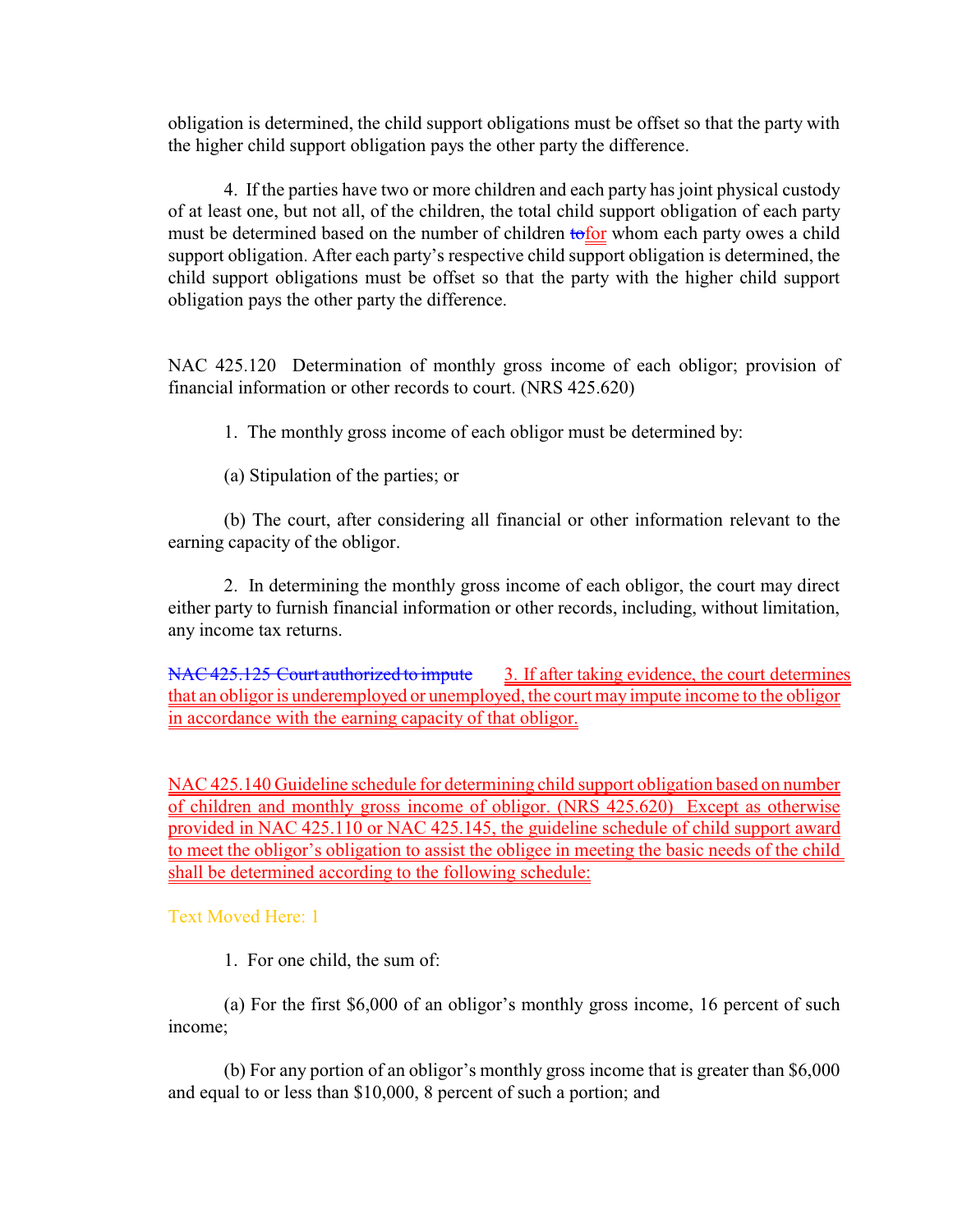obligation is determined, the child support obligations must be offset so that the party with the higher child support obligation pays the other party the difference.

4. If the parties have two or more children and each party has joint physical custody of at least one, but not all, of the children, the total child support obligation of each party must be determined based on the number of children ~~to~~for whom each party owes a child support obligation. After each party's respective child support obligation is determined, the child support obligations must be offset so that the party with the higher child support obligation pays the other party the difference.

NAC 425.120 Determination of monthly gross income of each obligor; provision of financial information or other records to court. (NRS 425.620)

1. The monthly gross income of each obligor must be determined by:

(a) Stipulation of the parties; or

(b) The court, after considering all financial or other information relevant to the earning capacity of the obligor.

2. In determining the monthly gross income of each obligor, the court may direct either party to furnish financial information or other records, including, without limitation, any income tax returns.

~~NAC 425.125 Court authorized to impute~~ 3. If after taking evidence, the court determines that an obligor is underemployed or unemployed, the court may impute income to the obligor in accordance with the earning capacity of that obligor.

NAC 425.140 Guideline schedule for determining child support obligation based on number of children and monthly gross income of obligor. (NRS 425.620) Except as otherwise provided in NAC 425.110 or NAC 425.145, the guideline schedule of child support award to meet the obligor's obligation to assist the obligee in meeting the basic needs of the child shall be determined according to the following schedule:

Text Moved Here: 1

1. For one child, the sum of:

(a) For the first $6,000 of an obligor's monthly gross income, 16 percent of such income;

(b) For any portion of an obligor's monthly gross income that is greater than $6,000 and equal to or less than $10,000, 8 percent of such a portion; and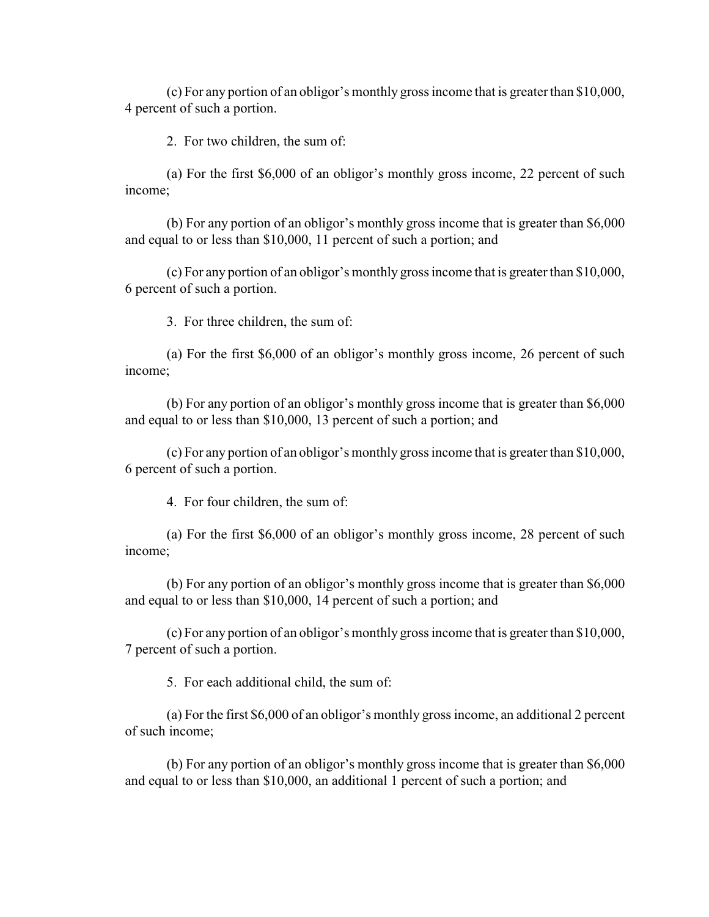(c) For any portion of an obligor's monthly gross income that is greater than $10,000, 4 percent of such a portion.

2. For two children, the sum of:

(a) For the first $6,000 of an obligor's monthly gross income, 22 percent of such income;

(b) For any portion of an obligor's monthly gross income that is greater than $6,000 and equal to or less than $10,000, 11 percent of such a portion; and

(c) For any portion of an obligor's monthly gross income that is greater than $10,000, 6 percent of such a portion.

3. For three children, the sum of:

(a) For the first $6,000 of an obligor's monthly gross income, 26 percent of such income;

(b) For any portion of an obligor's monthly gross income that is greater than $6,000 and equal to or less than $10,000, 13 percent of such a portion; and

(c) For any portion of an obligor's monthly gross income that is greater than $10,000, 6 percent of such a portion.

4. For four children, the sum of:

(a) For the first $6,000 of an obligor's monthly gross income, 28 percent of such income;

(b) For any portion of an obligor's monthly gross income that is greater than $6,000 and equal to or less than $10,000, 14 percent of such a portion; and

(c) For any portion of an obligor's monthly gross income that is greater than $10,000, 7 percent of such a portion.

5. For each additional child, the sum of:

(a) For the first $6,000 of an obligor's monthly gross income, an additional 2 percent of such income;

(b) For any portion of an obligor's monthly gross income that is greater than $6,000 and equal to or less than $10,000, an additional 1 percent of such a portion; and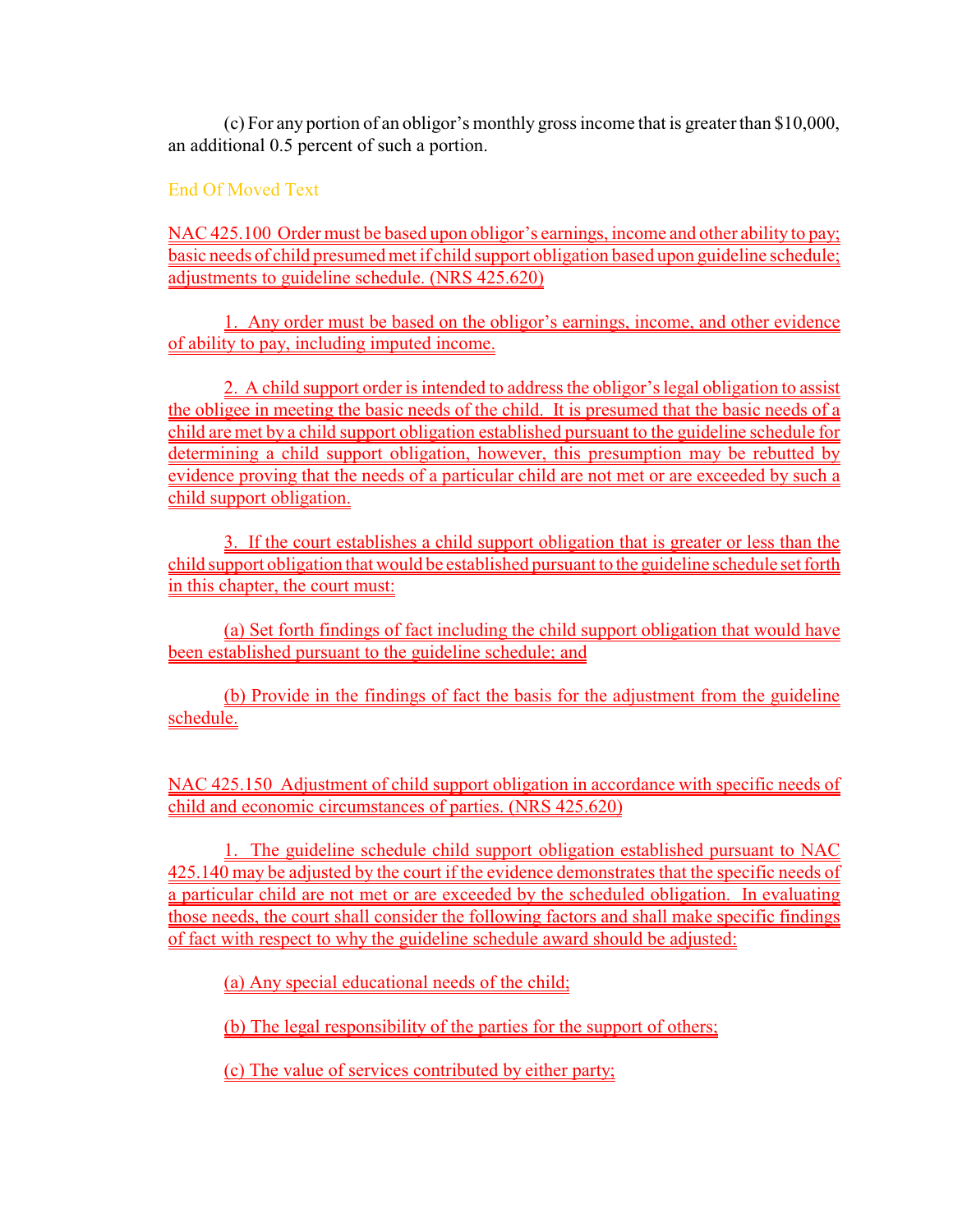(c) For any portion of an obligor's monthly gross income that is greater than $10,000, an additional 0.5 percent of such a portion.

End Of Moved Text

NAC 425.100 Order must be based upon obligor's earnings, income and other ability to pay; basic needs of child presumed met if child support obligation based upon guideline schedule; adjustments to guideline schedule. (NRS 425.620)

1. Any order must be based on the obligor's earnings, income, and other evidence of ability to pay, including imputed income.

2. A child support order is intended to address the obligor's legal obligation to assist the obligee in meeting the basic needs of the child. It is presumed that the basic needs of a child are met by a child support obligation established pursuant to the guideline schedule for determining a child support obligation, however, this presumption may be rebutted by evidence proving that the needs of a particular child are not met or are exceeded by such a child support obligation.

3. If the court establishes a child support obligation that is greater or less than the child support obligation that would be established pursuant to the guideline schedule set forth in this chapter, the court must:

(a) Set forth findings of fact including the child support obligation that would have been established pursuant to the guideline schedule; and

(b) Provide in the findings of fact the basis for the adjustment from the guideline schedule.

NAC 425.150 Adjustment of child support obligation in accordance with specific needs of child and economic circumstances of parties. (NRS 425.620)

1. The guideline schedule child support obligation established pursuant to NAC 425.140 may be adjusted by the court if the evidence demonstrates that the specific needs of a particular child are not met or are exceeded by the scheduled obligation. In evaluating those needs, the court shall consider the following factors and shall make specific findings of fact with respect to why the guideline schedule award should be adjusted:

(a) Any special educational needs of the child;

(b) The legal responsibility of the parties for the support of others;

(c) The value of services contributed by either party;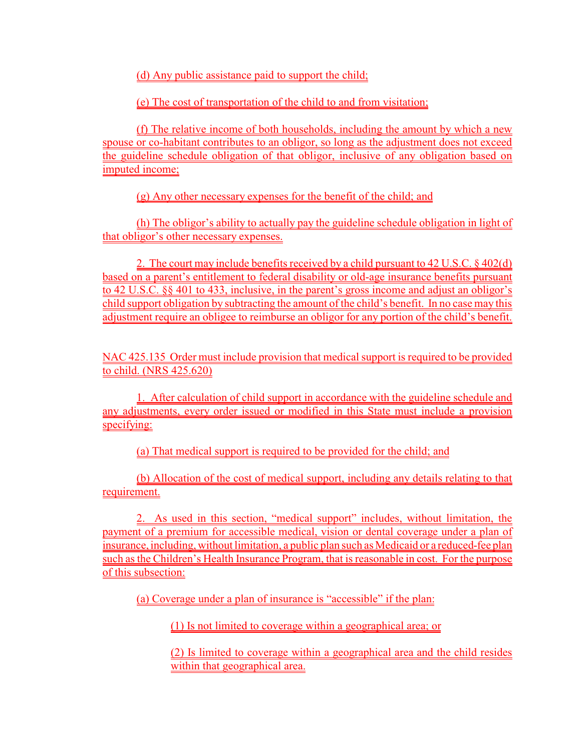(d) Any public assistance paid to support the child;

(e) The cost of transportation of the child to and from visitation;

(f) The relative income of both households, including the amount by which a new spouse or co-habitant contributes to an obligor, so long as the adjustment does not exceed the guideline schedule obligation of that obligor, inclusive of any obligation based on imputed income;

(g) Any other necessary expenses for the benefit of the child; and

(h) The obligor's ability to actually pay the guideline schedule obligation in light of that obligor's other necessary expenses.

2. The court may include benefits received by a child pursuant to 42 U.S.C. § 402(d) based on a parent's entitlement to federal disability or old-age insurance benefits pursuant to 42 U.S.C. §§ 401 to 433, inclusive, in the parent's gross income and adjust an obligor's child support obligation by subtracting the amount of the child's benefit. In no case may this adjustment require an obligee to reimburse an obligor for any portion of the child's benefit.

NAC 425.135 Order must include provision that medical support is required to be provided to child. (NRS 425.620)

1. After calculation of child support in accordance with the guideline schedule and any adjustments, every order issued or modified in this State must include a provision specifying:

(a) That medical support is required to be provided for the child; and

(b) Allocation of the cost of medical support, including any details relating to that requirement.

2. As used in this section, "medical support" includes, without limitation, the payment of a premium for accessible medical, vision or dental coverage under a plan of insurance, including, without limitation, a public plan such as Medicaid or a reduced-fee plan such as the Children's Health Insurance Program, that is reasonable in cost. For the purpose of this subsection:

(a) Coverage under a plan of insurance is "accessible" if the plan:

(1) Is not limited to coverage within a geographical area; or

(2) Is limited to coverage within a geographical area and the child resides within that geographical area.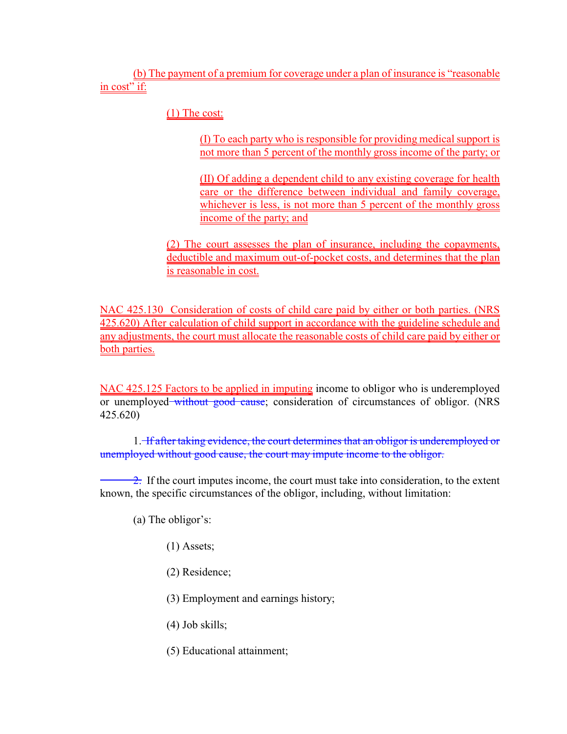(b) The payment of a premium for coverage under a plan of insurance is "reasonable in cost" if:

(1) The cost:

(I) To each party who is responsible for providing medical support is not more than 5 percent of the monthly gross income of the party; or

(II) Of adding a dependent child to any existing coverage for health care or the difference between individual and family coverage, whichever is less, is not more than 5 percent of the monthly gross income of the party; and

(2) The court assesses the plan of insurance, including the copayments, deductible and maximum out-of-pocket costs, and determines that the plan is reasonable in cost.

NAC 425.130 Consideration of costs of child care paid by either or both parties. (NRS 425.620) After calculation of child support in accordance with the guideline schedule and any adjustments, the court must allocate the reasonable costs of child care paid by either or both parties.

NAC 425.125 Factors to be applied in imputing income to obligor who is underemployed or unemployed ~~without good cause~~; consideration of circumstances of obligor. (NRS 425.620)

1. ~~If after taking evidence, the court determines that an obligor is underemployed or unemployed without good cause, the court may impute income to the obligor.~~

~~2.~~ If the court imputes income, the court must take into consideration, to the extent known, the specific circumstances of the obligor, including, without limitation:

(a) The obligor's:

(1) Assets;

(2) Residence;

(3) Employment and earnings history;

(4) Job skills;

(5) Educational attainment;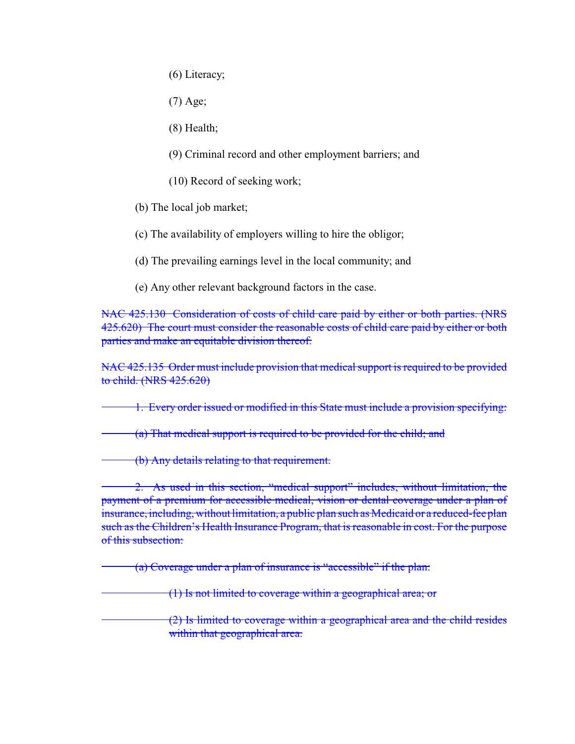(6) Literacy;

(7) Age;

(8) Health;

(9) Criminal record and other employment barriers; and

(10) Record of seeking work;

(b) The local job market;

(c) The availability of employers willing to hire the obligor;

(d) The prevailing earnings level in the local community; and

(e) Any other relevant background factors in the case.

~~NAC 425.130 Consideration of costs of child care paid by either or both parties. (NRS 425.620) The court must consider the reasonable costs of child care paid by either or both parties and make an equitable division thereof.~~

~~NAC 425.135 Order must include provision that medical support is required to be provided to child. (NRS 425.620)~~

~~1. Every order issued or modified in this State must include a provision specifying:~~

~~(a) That medical support is required to be provided for the child; and~~

~~(b) Any details relating to that requirement.~~

~~2. As used in this section, "medical support" includes, without limitation, the payment of a premium for accessible medical, vision or dental coverage under a plan of insurance, including, without limitation, a public plan such as Medicaid or a reduced-fee plan such as the Children's Health Insurance Program, that is reasonable in cost. For the purpose of this subsection:~~

~~(a) Coverage under a plan of insurance is "accessible" if the plan:~~

~~(1) Is not limited to coverage within a geographical area; or~~

~~(2) Is limited to coverage within a geographical area and the child resides within that geographical area.~~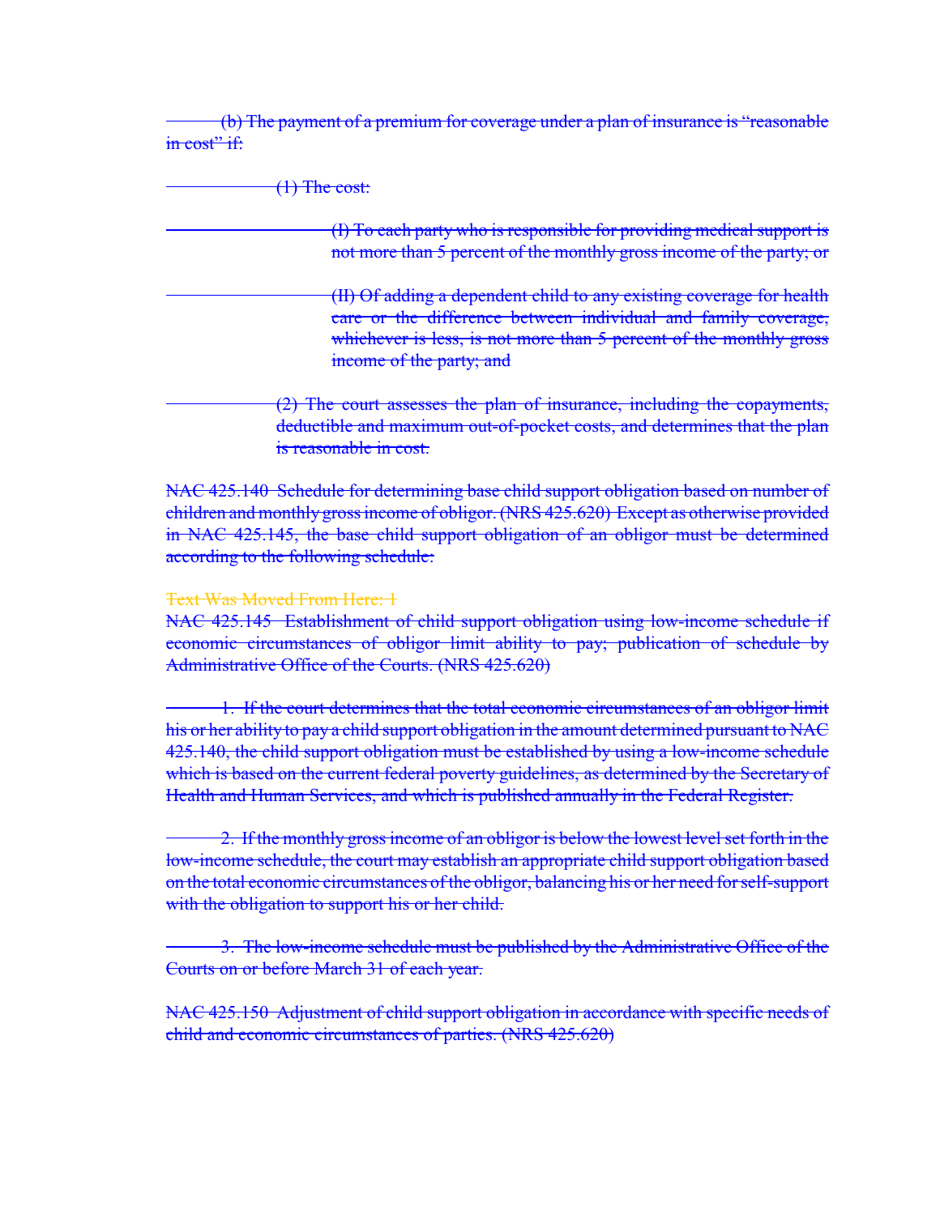~~(b) The payment of a premium for coverage under a plan of insurance is "reasonable in cost" if:~~

~~(1) The cost:~~

~~(I) To each party who is responsible for providing medical support is not more than 5 percent of the monthly gross income of the party; or~~

~~(II) Of adding a dependent child to any existing coverage for health care or the difference between individual and family coverage, whichever is less, is not more than 5 percent of the monthly gross income of the party; and~~

~~(2) The court assesses the plan of insurance, including the copayments, deductible and maximum out-of-pocket costs, and determines that the plan is reasonable in cost.~~

~~NAC 425.140 Schedule for determining base child support obligation based on number of children and monthly gross income of obligor. (NRS 425.620) Except as otherwise provided in NAC 425.145, the base child support obligation of an obligor must be determined according to the following schedule:~~

~~Text Was Moved From Here: 1~~

~~NAC 425.145 Establishment of child support obligation using low-income schedule if economic circumstances of obligor limit ability to pay; publication of schedule by Administrative Office of the Courts. (NRS 425.620)~~

~~1. If the court determines that the total economic circumstances of an obligor limit his or her ability to pay a child support obligation in the amount determined pursuant to NAC 425.140, the child support obligation must be established by using a low-income schedule which is based on the current federal poverty guidelines, as determined by the Secretary of Health and Human Services, and which is published annually in the Federal Register.~~

~~2. If the monthly gross income of an obligor is below the lowest level set forth in the low-income schedule, the court may establish an appropriate child support obligation based on the total economic circumstances of the obligor, balancing his or her need for self-support with the obligation to support his or her child.~~

~~3. The low-income schedule must be published by the Administrative Office of the Courts on or before March 31 of each year.~~

~~NAC 425.150 Adjustment of child support obligation in accordance with specific needs of child and economic circumstances of parties. (NRS 425.620)~~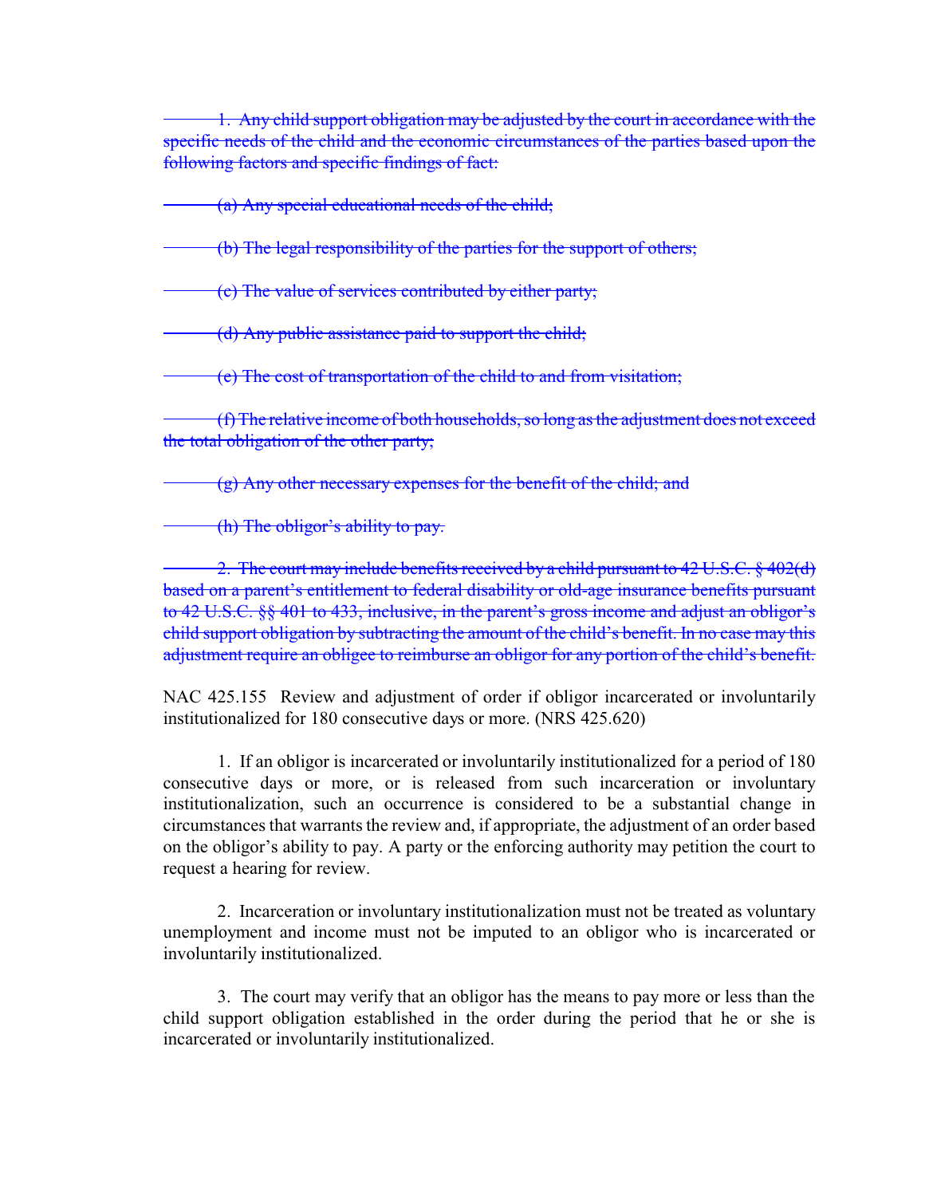~~1. Any child support obligation may be adjusted by the court in accordance with the specific needs of the child and the economic circumstances of the parties based upon the following factors and specific findings of fact:~~

~~(a) Any special educational needs of the child;~~

~~(b) The legal responsibility of the parties for the support of others;~~

~~(c) The value of services contributed by either party;~~

~~(d) Any public assistance paid to support the child;~~

~~(e) The cost of transportation of the child to and from visitation;~~

~~(f) The relative income of both households, so long as the adjustment does not exceed the total obligation of the other party;~~

~~(g) Any other necessary expenses for the benefit of the child; and~~

~~(h) The obligor's ability to pay.~~

~~2. The court may include benefits received by a child pursuant to 42 U.S.C. § 402(d) based on a parent's entitlement to federal disability or old-age insurance benefits pursuant to 42 U.S.C. §§ 401 to 433, inclusive, in the parent's gross income and adjust an obligor's child support obligation by subtracting the amount of the child's benefit. In no case may this adjustment require an obligee to reimburse an obligor for any portion of the child's benefit.~~

NAC 425.155 Review and adjustment of order if obligor incarcerated or involuntarily institutionalized for 180 consecutive days or more. (NRS 425.620)

1. If an obligor is incarcerated or involuntarily institutionalized for a period of 180 consecutive days or more, or is released from such incarceration or involuntary institutionalization, such an occurrence is considered to be a substantial change in circumstances that warrants the review and, if appropriate, the adjustment of an order based on the obligor's ability to pay. A party or the enforcing authority may petition the court to request a hearing for review.

2. Incarceration or involuntary institutionalization must not be treated as voluntary unemployment and income must not be imputed to an obligor who is incarcerated or involuntarily institutionalized.

3. The court may verify that an obligor has the means to pay more or less than the child support obligation established in the order during the period that he or she is incarcerated or involuntarily institutionalized.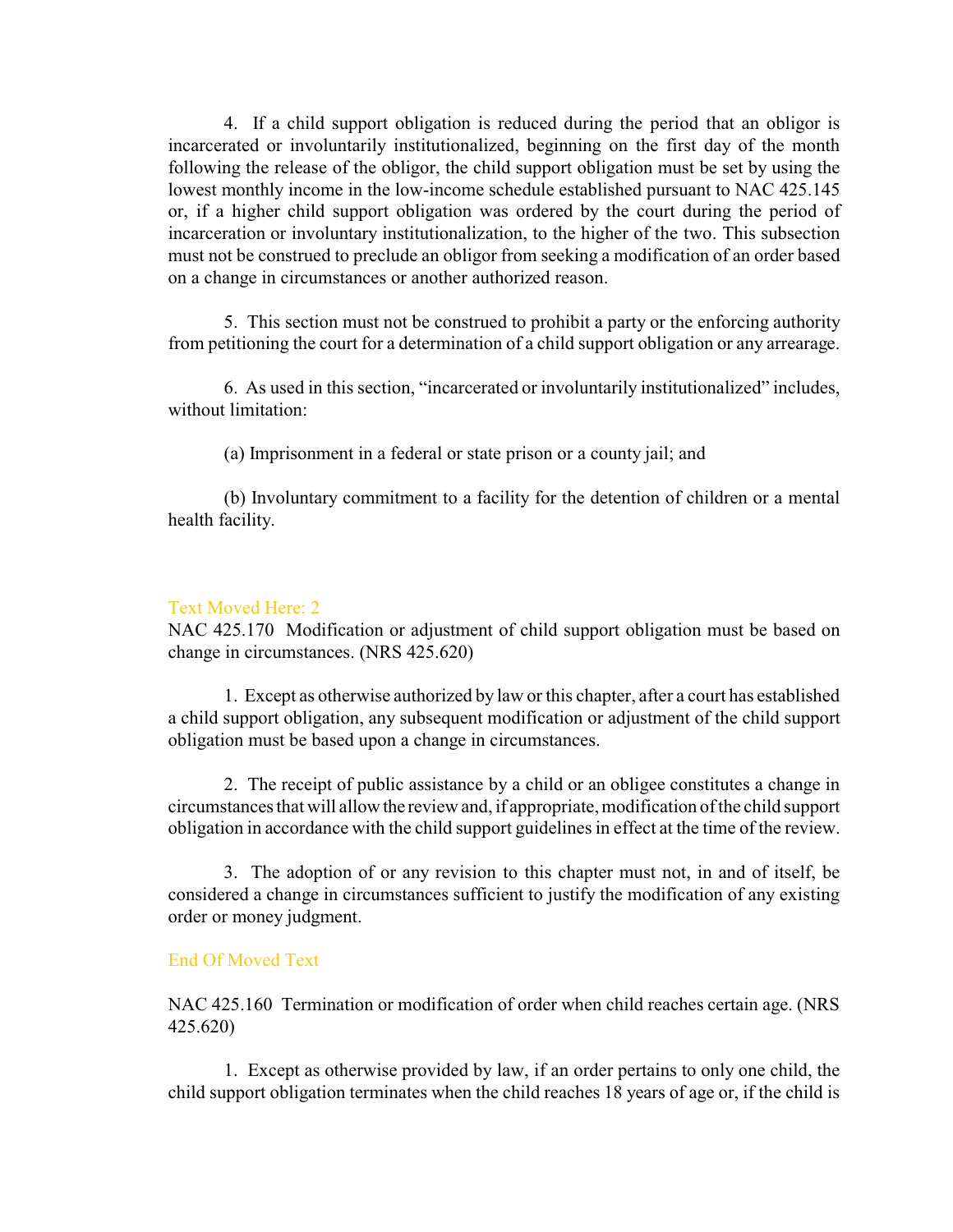4. If a child support obligation is reduced during the period that an obligor is incarcerated or involuntarily institutionalized, beginning on the first day of the month following the release of the obligor, the child support obligation must be set by using the lowest monthly income in the low-income schedule established pursuant to NAC 425.145 or, if a higher child support obligation was ordered by the court during the period of incarceration or involuntary institutionalization, to the higher of the two. This subsection must not be construed to preclude an obligor from seeking a modification of an order based on a change in circumstances or another authorized reason.

5. This section must not be construed to prohibit a party or the enforcing authority from petitioning the court for a determination of a child support obligation or any arrearage.

6. As used in this section, "incarcerated or involuntarily institutionalized" includes, without limitation:

(a) Imprisonment in a federal or state prison or a county jail; and

(b) Involuntary commitment to a facility for the detention of children or a mental health facility.

Text Moved Here: 2

NAC 425.170 Modification or adjustment of child support obligation must be based on change in circumstances. (NRS 425.620)

1. Except as otherwise authorized by law or this chapter, after a court has established a child support obligation, any subsequent modification or adjustment of the child support obligation must be based upon a change in circumstances.

2. The receipt of public assistance by a child or an obligee constitutes a change in circumstances that will allow the review and, if appropriate, modification of the child support obligation in accordance with the child support guidelines in effect at the time of the review.

3. The adoption of or any revision to this chapter must not, in and of itself, be considered a change in circumstances sufficient to justify the modification of any existing order or money judgment.

End Of Moved Text

NAC 425.160 Termination or modification of order when child reaches certain age. (NRS 425.620)

1. Except as otherwise provided by law, if an order pertains to only one child, the child support obligation terminates when the child reaches 18 years of age or, if the child is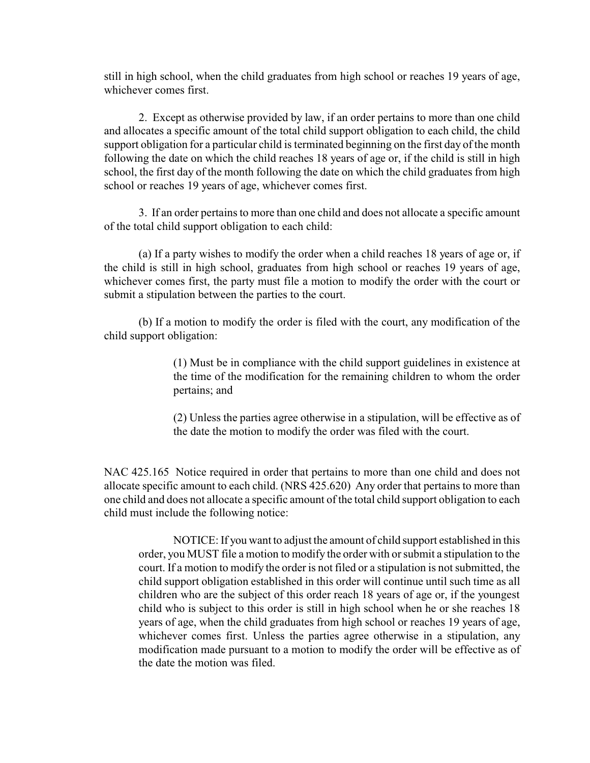still in high school, when the child graduates from high school or reaches 19 years of age, whichever comes first.

2. Except as otherwise provided by law, if an order pertains to more than one child and allocates a specific amount of the total child support obligation to each child, the child support obligation for a particular child is terminated beginning on the first day of the month following the date on which the child reaches 18 years of age or, if the child is still in high school, the first day of the month following the date on which the child graduates from high school or reaches 19 years of age, whichever comes first.

3. If an order pertains to more than one child and does not allocate a specific amount of the total child support obligation to each child:

(a) If a party wishes to modify the order when a child reaches 18 years of age or, if the child is still in high school, graduates from high school or reaches 19 years of age, whichever comes first, the party must file a motion to modify the order with the court or submit a stipulation between the parties to the court.

(b) If a motion to modify the order is filed with the court, any modification of the child support obligation:

> (1) Must be in compliance with the child support guidelines in existence at the time of the modification for the remaining children to whom the order pertains; and
>
> (2) Unless the parties agree otherwise in a stipulation, will be effective as of the date the motion to modify the order was filed with the court.

NAC 425.165 Notice required in order that pertains to more than one child and does not allocate specific amount to each child. (NRS 425.620) Any order that pertains to more than one child and does not allocate a specific amount of the total child support obligation to each child must include the following notice:

> NOTICE: If you want to adjust the amount of child support established in this order, you MUST file a motion to modify the order with or submit a stipulation to the court. If a motion to modify the order is not filed or a stipulation is not submitted, the child support obligation established in this order will continue until such time as all children who are the subject of this order reach 18 years of age or, if the youngest child who is subject to this order is still in high school when he or she reaches 18 years of age, when the child graduates from high school or reaches 19 years of age, whichever comes first. Unless the parties agree otherwise in a stipulation, any modification made pursuant to a motion to modify the order will be effective as of the date the motion was filed.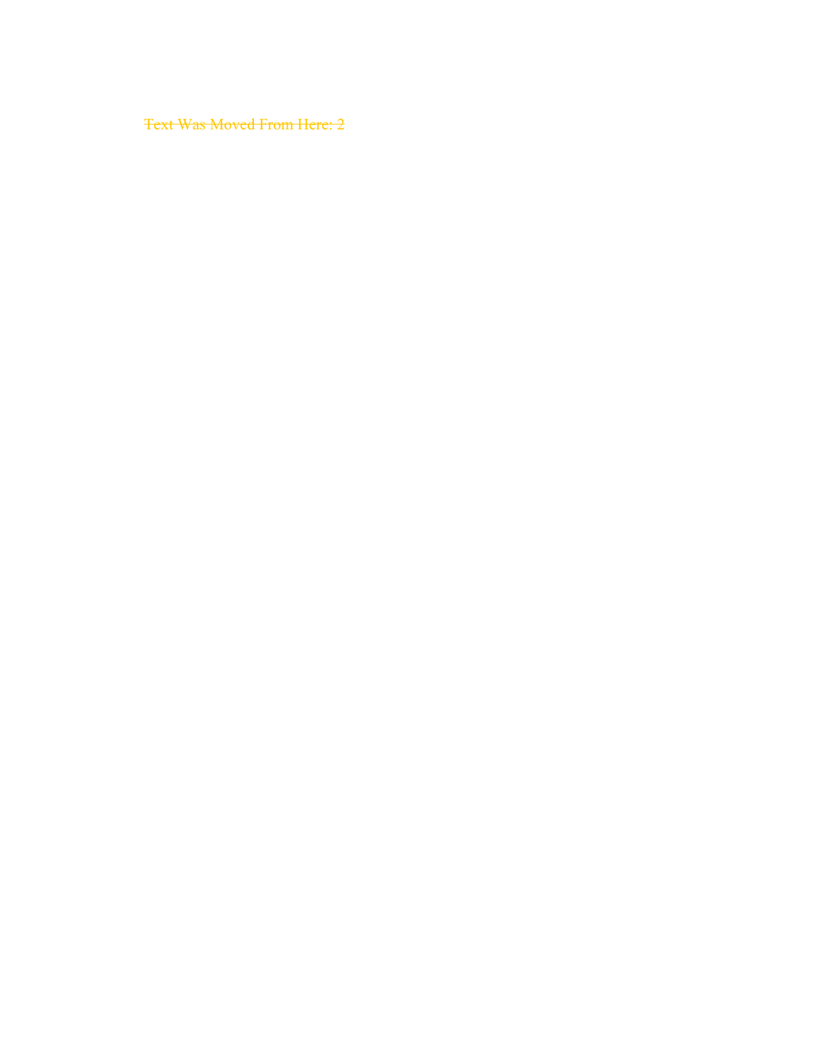~~Text Was Moved From Here: 2~~